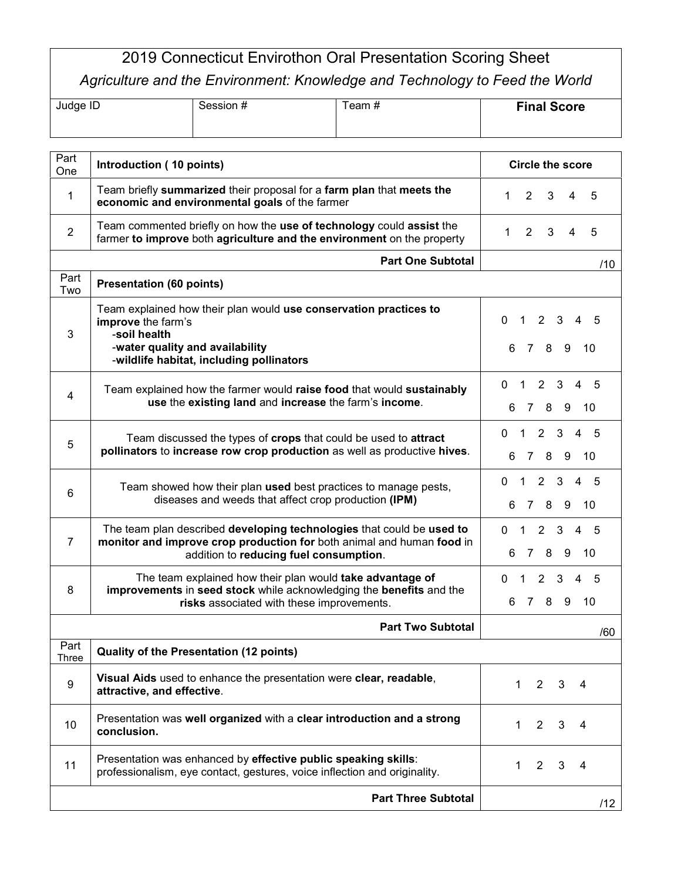# 2019 Connecticut Envirothon Oral Presentation Scoring Sheet

*Agriculture and the Environment: Knowledge and Technology to Feed the World*

| Judge ID | Session # | Team # | **Final Score** |
|---|---|---|---|
| | | | |

| Part One | **Introduction ( 10 points)** | **Circle the score** |
|---|---|---|
| 1 | Team briefly **summarized** their proposal for a **farm plan** that **meets the economic and environmental goals** of the farmer | 1 2 3 4 5 |
| 2 | Team commented briefly on how the **use of technology** could **assist** the farmer **to improve** both **agriculture and the environment** on the property | 1 2 3 4 5 |
| | **Part One Subtotal** | /10 |
| Part Two | **Presentation (60 points)** | |
| 3 | Team explained how their plan would **use conservation practices to improve** the farm's<br>-**soil health**<br>-**water quality and availability**<br>-**wildlife habitat, including pollinators** | 0 1 2 3 4 5<br>6 7 8 9 10 |
| 4 | Team explained how the farmer would **raise food** that would **sustainably use** the **existing land** and **increase** the farm's **income**. | 0 1 2 3 4 5<br>6 7 8 9 10 |
| 5 | Team discussed the types of **crops** that could be used to **attract pollinators** to **increase row crop production** as well as productive **hives**. | 0 1 2 3 4 5<br>6 7 8 9 10 |
| 6 | Team showed how their plan **used** best practices to manage pests, diseases and weeds that affect crop production **(IPM)** | 0 1 2 3 4 5<br>6 7 8 9 10 |
| 7 | The team plan described **developing technologies** that could be **used to monitor and improve crop production for** both animal and human **food** in addition to **reducing fuel consumption**. | 0 1 2 3 4 5<br>6 7 8 9 10 |
| 8 | The team explained how their plan would **take advantage of improvements** in **seed stock** while acknowledging the **benefits** and the **risks** associated with these improvements. | 0 1 2 3 4 5<br>6 7 8 9 10 |
| | **Part Two Subtotal** | /60 |
| Part Three | **Quality of the Presentation (12 points)** | |
| 9 | **Visual Aids** used to enhance the presentation were **clear, readable**, **attractive, and effective**. | 1 2 3 4 |
| 10 | Presentation was **well organized** with a **clear introduction and a strong conclusion.** | 1 2 3 4 |
| 11 | Presentation was enhanced by **effective public speaking skills**: professionalism, eye contact, gestures, voice inflection and originality. | 1 2 3 4 |
| | **Part Three Subtotal** | /12 |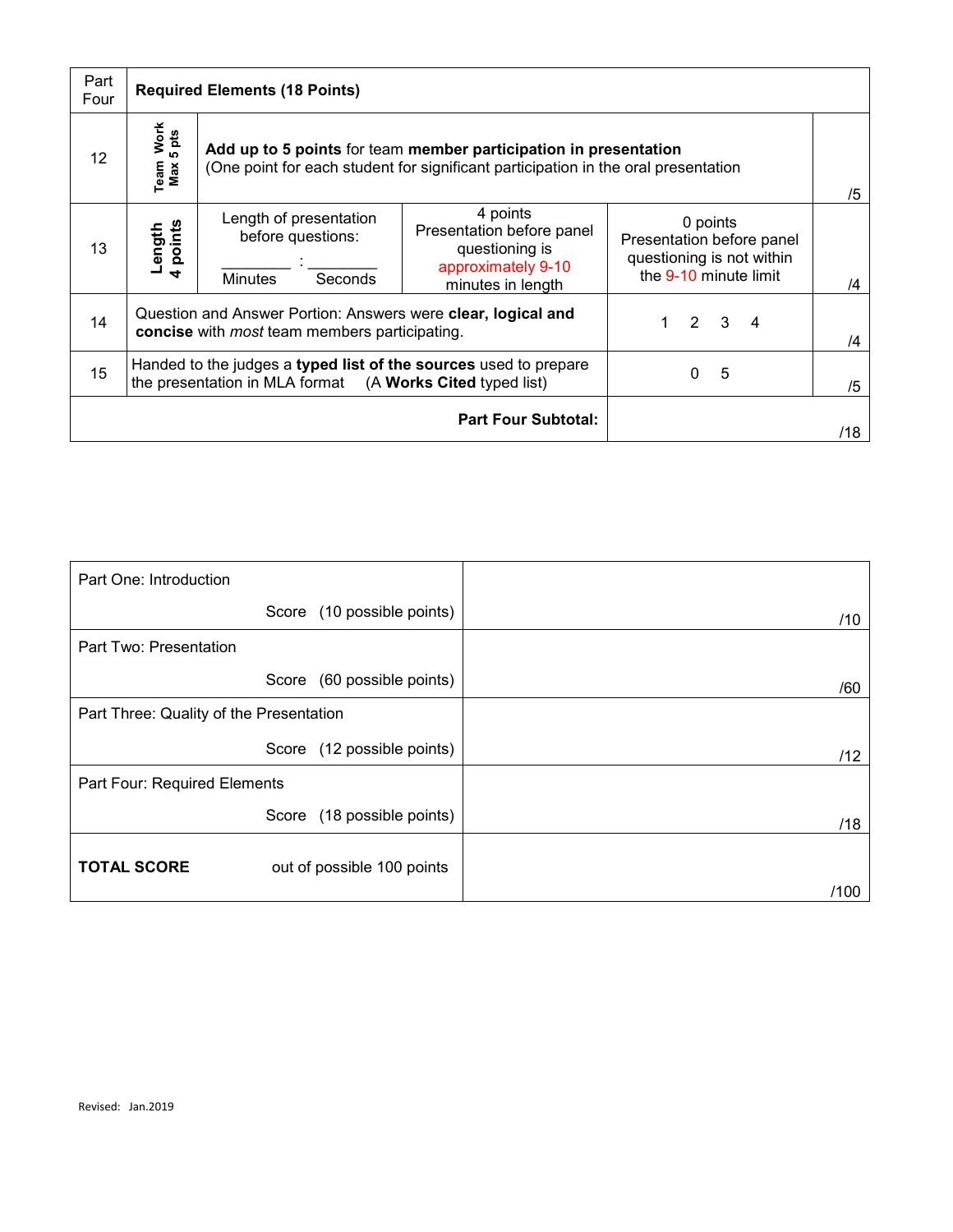| Part Four | Required Elements (18 Points) | | | | |
|---|---|---|---|---|---|
| 12 | Team Work Max 5 pts | **Add up to 5 points** for team **member participation in presentation** (One point for each student for significant participation in the oral presentation) | | | /5 |
| 13 | Length 4 points | Length of presentation before questions: ________ : ________ Minutes Seconds | 4 points Presentation before panel questioning is approximately 9-10 minutes in length | 0 points Presentation before panel questioning is not within the 9-10 minute limit | /4 |
| 14 | Question and Answer Portion: Answers were **clear, logical and concise** with *most* team members participating. | | | 1 2 3 4 | /4 |
| 15 | Handed to the judges a **typed list of the sources** used to prepare the presentation in MLA format (A **Works Cited** typed list) | | | 0 5 | /5 |
| | | | | **Part Four Subtotal:** | /18 |

| | |
|---|---|
| Part One: Introduction<br>Score (10 possible points) | /10 |
| Part Two: Presentation<br>Score (60 possible points) | /60 |
| Part Three: Quality of the Presentation<br>Score (12 possible points) | /12 |
| Part Four: Required Elements<br>Score (18 possible points) | /18 |
| **TOTAL SCORE** out of possible 100 points | /100 |

Revised: Jan.2019